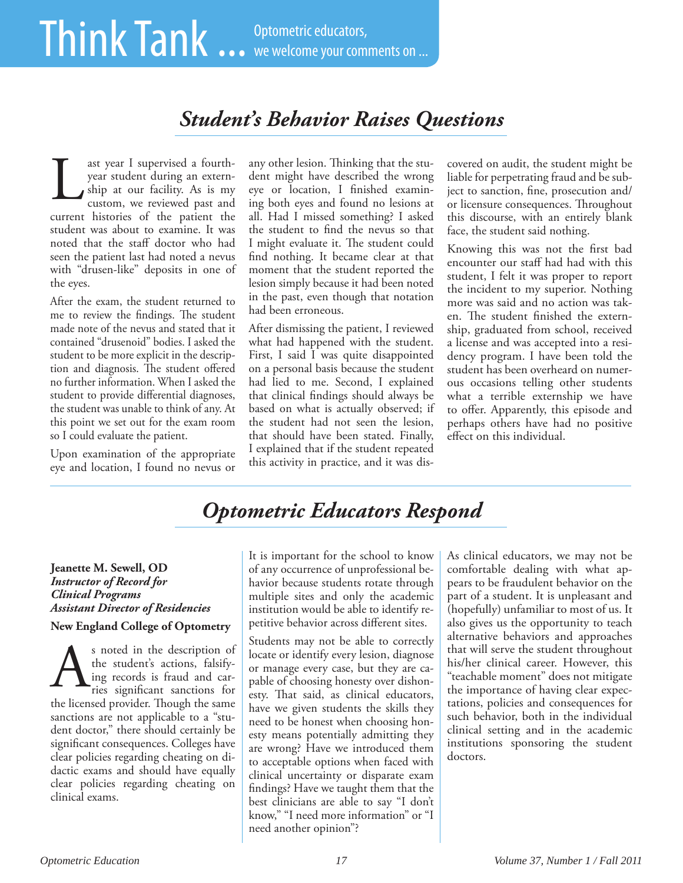# Think Tank ... Optometric educators, we welcome your comments on ...

## *Student's Behavior Raises Questions*

Last year I supervised a fourth-year student during an externship at our facility. As is my custom, we reviewed past and current histories of the patient the student was about to examine. It was noted that the staff doctor who had seen the patient last had noted a nevus with "drusen-like" deposits in one of the eyes.

After the exam, the student returned to me to review the findings. The student made note of the nevus and stated that it contained "drusenoid" bodies. I asked the student to be more explicit in the description and diagnosis. The student offered no further information. When I asked the student to provide differential diagnoses, the student was unable to think of any. At this point we set out for the exam room so I could evaluate the patient.

Upon examination of the appropriate eye and location, I found no nevus or any other lesion. Thinking that the student might have described the wrong eye or location, I finished examining both eyes and found no lesions at all. Had I missed something? I asked the student to find the nevus so that I might evaluate it. The student could find nothing. It became clear at that moment that the student reported the lesion simply because it had been noted in the past, even though that notation had been erroneous.

After dismissing the patient, I reviewed what had happened with the student. First, I said I was quite disappointed on a personal basis because the student had lied to me. Second, I explained that clinical findings should always be based on what is actually observed; if the student had not seen the lesion, that should have been stated. Finally, I explained that if the student repeated this activity in practice, and it was discovered on audit, the student might be liable for perpetrating fraud and be subject to sanction, fine, prosecution and/or licensure consequences. Throughout this discourse, with an entirely blank face, the student said nothing.

Knowing this was not the first bad encounter our staff had had with this student, I felt it was proper to report the incident to my superior. Nothing more was said and no action was taken. The student finished the externship, graduated from school, received a license and was accepted into a residency program. I have been told the student has been overheard on numerous occasions telling other students what a terrible externship we have to offer. Apparently, this episode and perhaps others have had no positive effect on this individual.

## *Optometric Educators Respond*

**Jeanette M. Sewell, OD**
***Instructor of Record for Clinical Programs***
***Assistant Director of Residencies***
**New England College of Optometry**

As noted in the description of the student's actions, falsifying records is fraud and carries significant sanctions for the licensed provider. Though the same sanctions are not applicable to a "student doctor," there should certainly be significant consequences. Colleges have clear policies regarding cheating on didactic exams and should have equally clear policies regarding cheating on clinical exams.

It is important for the school to know of any occurrence of unprofessional behavior because students rotate through multiple sites and only the academic institution would be able to identify repetitive behavior across different sites.

Students may not be able to correctly locate or identify every lesion, diagnose or manage every case, but they are capable of choosing honesty over dishonesty. That said, as clinical educators, have we given students the skills they need to be honest when choosing honesty means potentially admitting they are wrong? Have we introduced them to acceptable options when faced with clinical uncertainty or disparate exam findings? Have we taught them that the best clinicians are able to say "I don't know," "I need more information" or "I need another opinion"?

As clinical educators, we may not be comfortable dealing with what appears to be fraudulent behavior on the part of a student. It is unpleasant and (hopefully) unfamiliar to most of us. It also gives us the opportunity to teach alternative behaviors and approaches that will serve the student throughout his/her clinical career. However, this "teachable moment" does not mitigate the importance of having clear expectations, policies and consequences for such behavior, both in the individual clinical setting and in the academic institutions sponsoring the student doctors.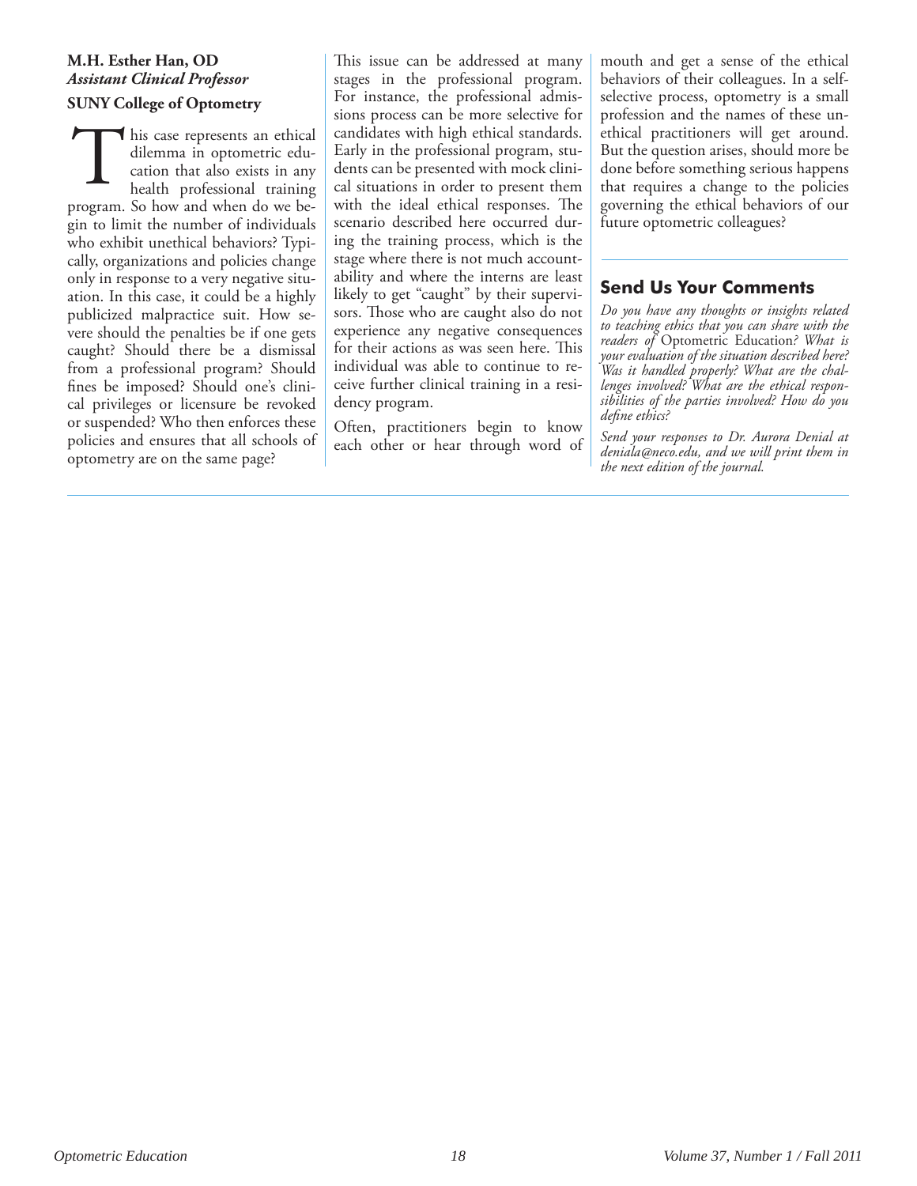**M.H. Esther Han, OD**
***Assistant Clinical Professor***
**SUNY College of Optometry**

This case represents an ethical dilemma in optometric education that also exists in any health professional training program. So how and when do we begin to limit the number of individuals who exhibit unethical behaviors? Typically, organizations and policies change only in response to a very negative situation. In this case, it could be a highly publicized malpractice suit. How severe should the penalties be if one gets caught? Should there be a dismissal from a professional program? Should fines be imposed? Should one's clinical privileges or licensure be revoked or suspended? Who then enforces these policies and ensures that all schools of optometry are on the same page?

This issue can be addressed at many stages in the professional program. For instance, the professional admissions process can be more selective for candidates with high ethical standards. Early in the professional program, students can be presented with mock clinical situations in order to present them with the ideal ethical responses. The scenario described here occurred during the training process, which is the stage where there is not much accountability and where the interns are least likely to get "caught" by their supervisors. Those who are caught also do not experience any negative consequences for their actions as was seen here. This individual was able to continue to receive further clinical training in a residency program.

Often, practitioners begin to know each other or hear through word of mouth and get a sense of the ethical behaviors of their colleagues. In a self-selective process, optometry is a small profession and the names of these unethical practitioners will get around. But the question arises, should more be done before something serious happens that requires a change to the policies governing the ethical behaviors of our future optometric colleagues?

## Send Us Your Comments

*Do you have any thoughts or insights related to teaching ethics that you can share with the readers of* Optometric Education*? What is your evaluation of the situation described here? Was it handled properly? What are the challenges involved? What are the ethical responsibilities of the parties involved? How do you define ethics?*

*Send your responses to Dr. Aurora Denial at deniala@neco.edu, and we will print them in the next edition of the journal.*